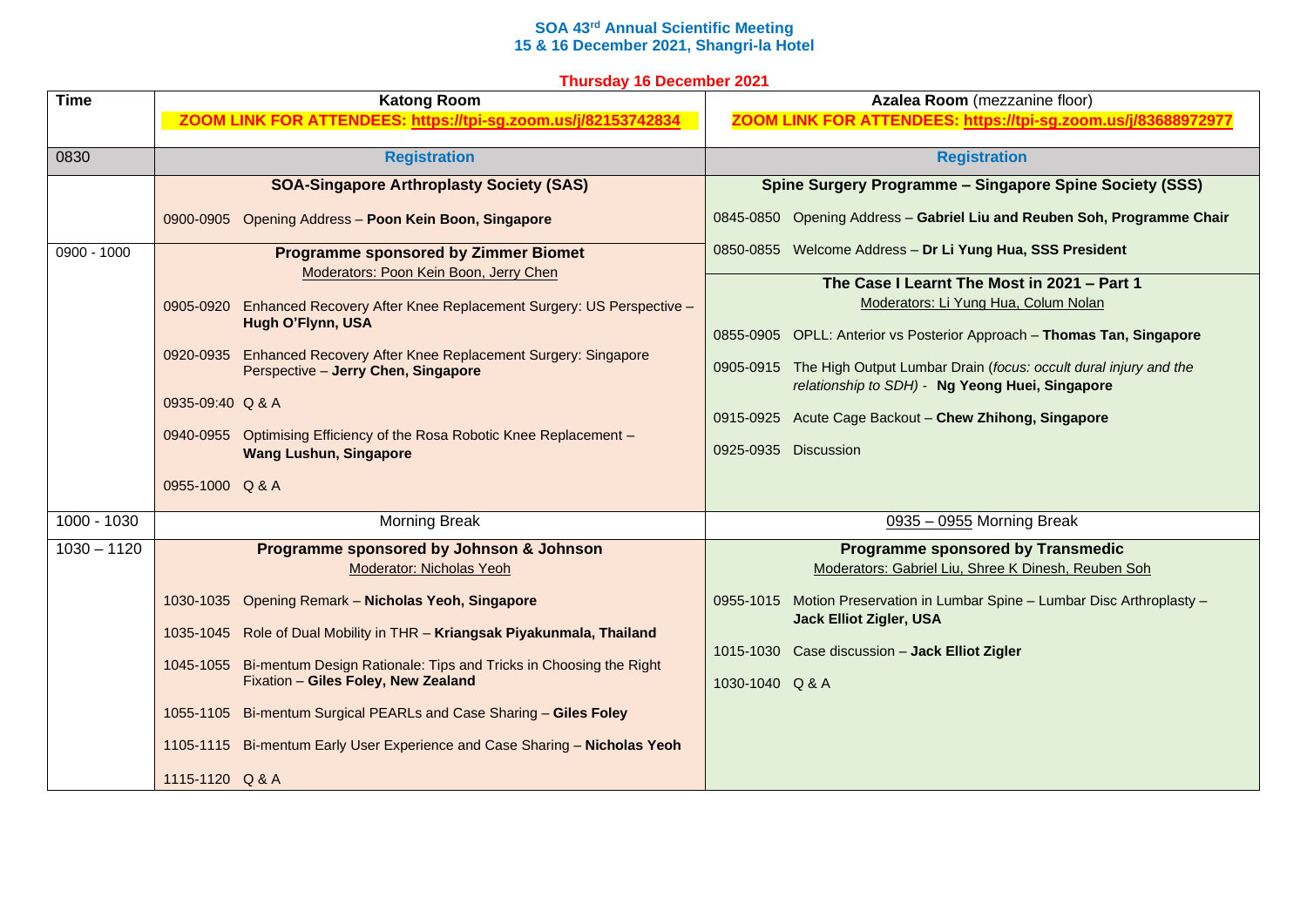**SOA 43rd Annual Scientific Meeting**
**15 & 16 December 2021, Shangri-la Hotel**

**Thursday 16 December 2021**

| Time | Katong Room<br>ZOOM LINK FOR ATTENDEES: https://tpi-sg.zoom.us/j/82153742834 | Azalea Room (mezzanine floor)<br>ZOOM LINK FOR ATTENDEES: https://tpi-sg.zoom.us/j/83688972977 |
|---|---|---|
| 0830 | **Registration** | **Registration** |
| | **SOA-Singapore Arthroplasty Society (SAS)**<br>0900-0905 Opening Address – **Poon Kein Boon, Singapore** | **Spine Surgery Programme – Singapore Spine Society (SSS)**<br>0845-0850 Opening Address – **Gabriel Liu and Reuben Soh, Programme Chair**<br>0850-0855 Welcome Address – **Dr Li Yung Hua, SSS President** |
| 0900 - 1000 | **Programme sponsored by Zimmer Biomet**<br>Moderators: Poon Kein Boon, Jerry Chen<br>0905-0920 Enhanced Recovery After Knee Replacement Surgery: US Perspective – **Hugh O'Flynn, USA**<br>0920-0935 Enhanced Recovery After Knee Replacement Surgery: Singapore Perspective – **Jerry Chen, Singapore**<br>0935-09:40 Q & A<br>0940-0955 Optimising Efficiency of the Rosa Robotic Knee Replacement – **Wang Lushun, Singapore**<br>0955-1000 Q & A | **The Case I Learnt The Most in 2021 – Part 1**<br>Moderators: Li Yung Hua, Colum Nolan<br>0855-0905 OPLL: Anterior vs Posterior Approach – **Thomas Tan, Singapore**<br>0905-0915 The High Output Lumbar Drain (*focus: occult dural injury and the relationship to SDH*) - **Ng Yeong Huei, Singapore**<br>0915-0925 Acute Cage Backout – **Chew Zhihong, Singapore**<br>0925-0935 Discussion |
| 1000 - 1030 | Morning Break | 0935 – 0955 Morning Break |
| 1030 – 1120 | **Programme sponsored by Johnson & Johnson**<br>Moderator: Nicholas Yeoh<br>1030-1035 Opening Remark – **Nicholas Yeoh, Singapore**<br>1035-1045 Role of Dual Mobility in THR – **Kriangsak Piyakunmala, Thailand**<br>1045-1055 Bi-mentum Design Rationale: Tips and Tricks in Choosing the Right Fixation – **Giles Foley, New Zealand**<br>1055-1105 Bi-mentum Surgical PEARLs and Case Sharing – **Giles Foley**<br>1105-1115 Bi-mentum Early User Experience and Case Sharing – **Nicholas Yeoh**<br>1115-1120 Q & A | **Programme sponsored by Transmedic**<br>Moderators: Gabriel Liu, Shree K Dinesh, Reuben Soh<br>0955-1015 Motion Preservation in Lumbar Spine – Lumbar Disc Arthroplasty – **Jack Elliot Zigler, USA**<br>1015-1030 Case discussion – **Jack Elliot Zigler**<br>1030-1040 Q & A |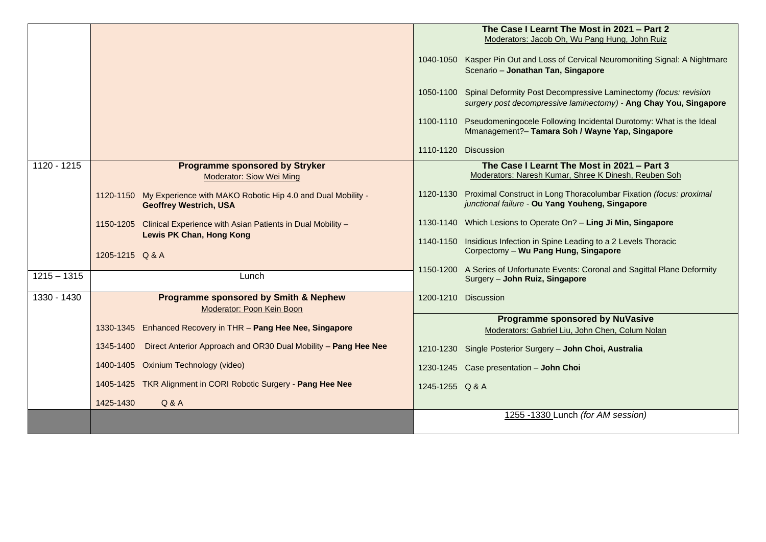| Time | Programme | Programme |
|---|---|---|
| | | **The Case I Learnt The Most in 2021 – Part 2**<br>Moderators: Jacob Oh, Wu Pang Hung, John Ruiz<br><br>1040-1050 Kasper Pin Out and Loss of Cervical Neuromoniting Signal: A Nightmare Scenario – **Jonathan Tan, Singapore**<br><br>1050-1100 Spinal Deformity Post Decompressive Laminectomy *(focus: revision surgery post decompressive laminectomy)* - **Ang Chay You, Singapore**<br><br>1100-1110 Pseudomeningocele Following Incidental Durotomy: What is the Ideal Mmanagement?– **Tamara Soh / Wayne Yap, Singapore**<br><br>1110-1120 Discussion |
| 1120 - 1215 | **Programme sponsored by Stryker**<br>Moderator: Siow Wei Ming<br><br>1120-1150 My Experience with MAKO Robotic Hip 4.0 and Dual Mobility - **Geoffrey Westrich, USA**<br><br>1150-1205 Clinical Experience with Asian Patients in Dual Mobility – **Lewis PK Chan, Hong Kong**<br><br>1205-1215 Q & A | **The Case I Learnt The Most in 2021 – Part 3**<br>Moderators: Naresh Kumar, Shree K Dinesh, Reuben Soh<br><br>1120-1130 Proximal Construct in Long Thoracolumbar Fixation *(focus: proximal junctional failure* - **Ou Yang Youheng, Singapore**<br><br>1130-1140 Which Lesions to Operate On? – **Ling Ji Min, Singapore**<br><br>1140-1150 Insidious Infection in Spine Leading to a 2 Levels Thoracic Corpectomy – **Wu Pang Hung, Singapore**<br><br>1150-1200 A Series of Unfortunate Events: Coronal and Sagittal Plane Deformity Surgery – **John Ruiz, Singapore**<br><br>1200-1210 Discussion |
| 1215 – 1315 | Lunch | |
| 1330 - 1430 | **Programme sponsored by Smith & Nephew**<br>Moderator: Poon Kein Boon<br><br>1330-1345 Enhanced Recovery in THR – **Pang Hee Nee, Singapore**<br><br>1345-1400 Direct Anterior Approach and OR30 Dual Mobility – **Pang Hee Nee**<br><br>1400-1405 Oxinium Technology (video)<br><br>1405-1425 TKR Alignment in CORI Robotic Surgery - **Pang Hee Nee**<br><br>1425-1430 Q & A | **Programme sponsored by NuVasive**<br>Moderators: Gabriel Liu, John Chen, Colum Nolan<br><br>1210-1230 Single Posterior Surgery – **John Choi, Australia**<br><br>1230-1245 Case presentation – **John Choi**<br><br>1245-1255 Q & A |
| | | 1255 -1330 Lunch *(for AM session)* |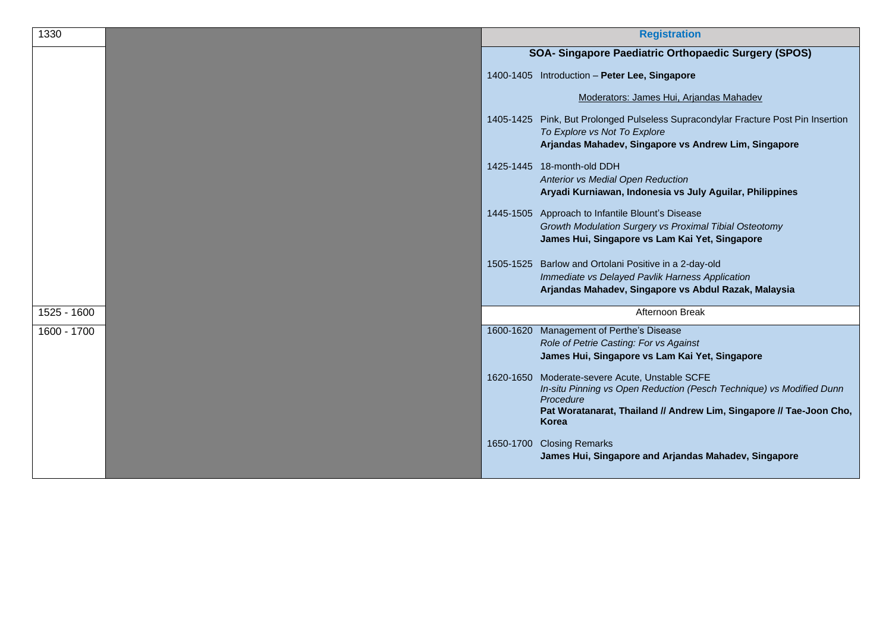| | | |
|---|---|---|
| 1330 | | **Registration** |
| | | **SOA- Singapore Paediatric Orthopaedic Surgery (SPOS)**<br><br>1400-1405 Introduction – **Peter Lee, Singapore**<br><br>Moderators: James Hui, Arjandas Mahadev<br><br>1405-1425 Pink, But Prolonged Pulseless Supracondylar Fracture Post Pin Insertion<br>*To Explore vs Not To Explore*<br>**Arjandas Mahadev, Singapore vs Andrew Lim, Singapore**<br><br>1425-1445 18-month-old DDH<br>*Anterior vs Medial Open Reduction*<br>**Aryadi Kurniawan, Indonesia vs July Aguilar, Philippines**<br><br>1445-1505 Approach to Infantile Blount's Disease<br>*Growth Modulation Surgery vs Proximal Tibial Osteotomy*<br>**James Hui, Singapore vs Lam Kai Yet, Singapore**<br><br>1505-1525 Barlow and Ortolani Positive in a 2-day-old<br>*Immediate vs Delayed Pavlik Harness Application*<br>**Arjandas Mahadev, Singapore vs Abdul Razak, Malaysia** |
| 1525 - 1600 | | Afternoon Break |
| 1600 - 1700 | | 1600-1620 Management of Perthe's Disease<br>*Role of Petrie Casting: For vs Against*<br>**James Hui, Singapore vs Lam Kai Yet, Singapore**<br><br>1620-1650 Moderate-severe Acute, Unstable SCFE<br>*In-situ Pinning vs Open Reduction (Pesch Technique) vs Modified Dunn Procedure*<br>**Pat Woratanarat, Thailand // Andrew Lim, Singapore // Tae-Joon Cho, Korea**<br><br>1650-1700 Closing Remarks<br>**James Hui, Singapore and Arjandas Mahadev, Singapore** |